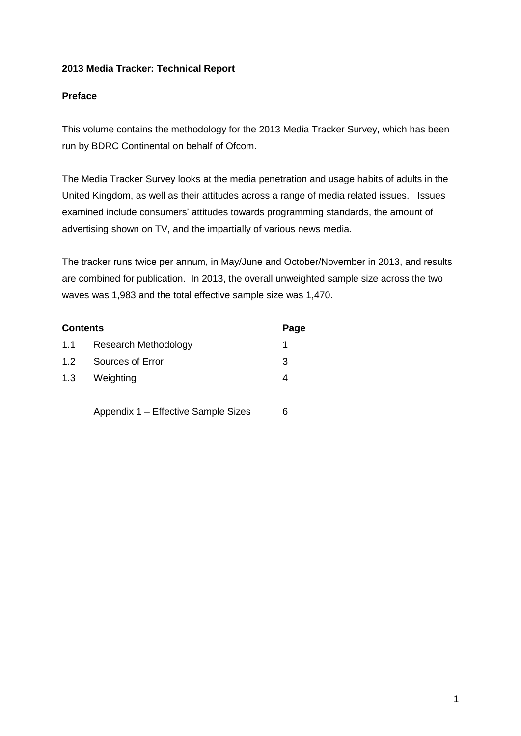**2013 Media Tracker: Technical Report**

**Preface**

This volume contains the methodology for the 2013 Media Tracker Survey, which has been run by BDRC Continental on behalf of Ofcom.

The Media Tracker Survey looks at the media penetration and usage habits of adults in the United Kingdom, as well as their attitudes across a range of media related issues. Issues examined include consumers' attitudes towards programming standards, the amount of advertising shown on TV, and the impartially of various news media.

The tracker runs twice per annum, in May/June and October/November in 2013, and results are combined for publication. In 2013, the overall unweighted sample size across the two waves was 1,983 and the total effective sample size was 1,470.

| **Contents** | | **Page** |
|---|---|---|
| 1.1 | Research Methodology | 1 |
| 1.2 | Sources of Error | 3 |
| 1.3 | Weighting | 4 |
| | Appendix 1 – Effective Sample Sizes | 6 |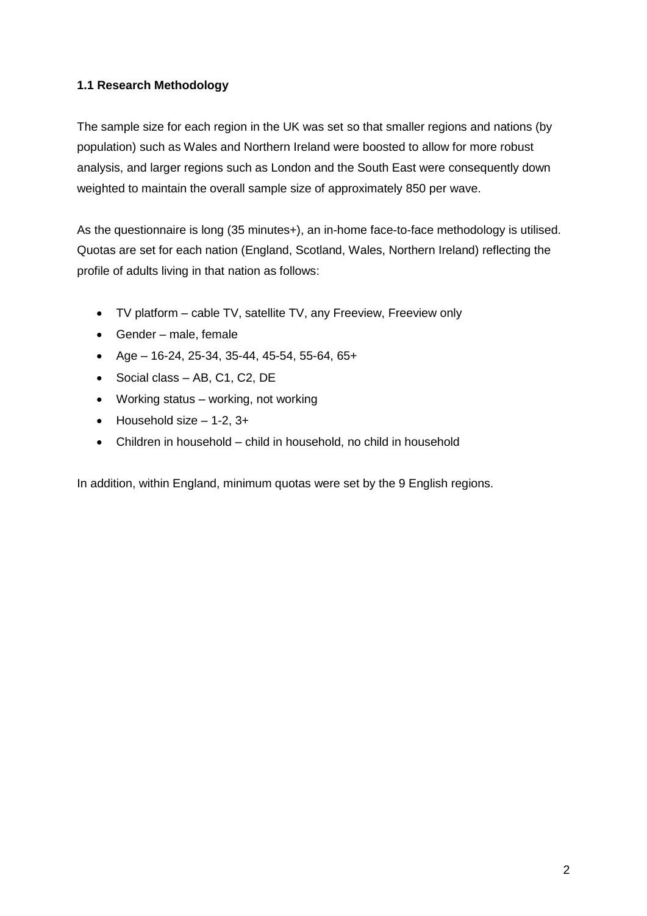### 1.1 Research Methodology

The sample size for each region in the UK was set so that smaller regions and nations (by population) such as Wales and Northern Ireland were boosted to allow for more robust analysis, and larger regions such as London and the South East were consequently down weighted to maintain the overall sample size of approximately 850 per wave.

As the questionnaire is long (35 minutes+), an in-home face-to-face methodology is utilised. Quotas are set for each nation (England, Scotland, Wales, Northern Ireland) reflecting the profile of adults living in that nation as follows:

- TV platform – cable TV, satellite TV, any Freeview, Freeview only
- Gender – male, female
- Age – 16-24, 25-34, 35-44, 45-54, 55-64, 65+
- Social class – AB, C1, C2, DE
- Working status – working, not working
- Household size – 1-2, 3+
- Children in household – child in household, no child in household

In addition, within England, minimum quotas were set by the 9 English regions.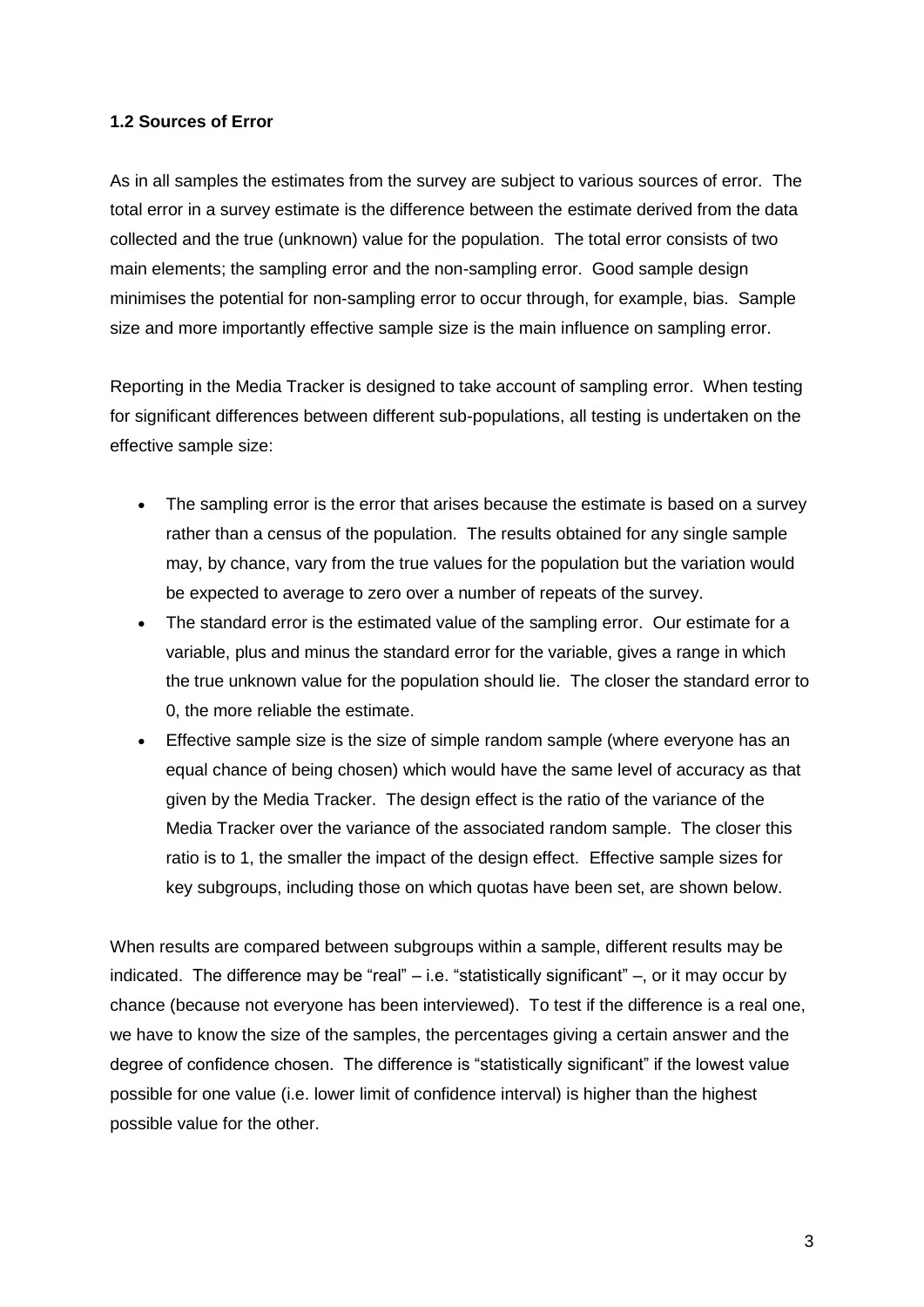### 1.2 Sources of Error

As in all samples the estimates from the survey are subject to various sources of error. The total error in a survey estimate is the difference between the estimate derived from the data collected and the true (unknown) value for the population. The total error consists of two main elements; the sampling error and the non-sampling error. Good sample design minimises the potential for non-sampling error to occur through, for example, bias. Sample size and more importantly effective sample size is the main influence on sampling error.

Reporting in the Media Tracker is designed to take account of sampling error. When testing for significant differences between different sub-populations, all testing is undertaken on the effective sample size:

- The sampling error is the error that arises because the estimate is based on a survey rather than a census of the population. The results obtained for any single sample may, by chance, vary from the true values for the population but the variation would be expected to average to zero over a number of repeats of the survey.
- The standard error is the estimated value of the sampling error. Our estimate for a variable, plus and minus the standard error for the variable, gives a range in which the true unknown value for the population should lie. The closer the standard error to 0, the more reliable the estimate.
- Effective sample size is the size of simple random sample (where everyone has an equal chance of being chosen) which would have the same level of accuracy as that given by the Media Tracker. The design effect is the ratio of the variance of the Media Tracker over the variance of the associated random sample. The closer this ratio is to 1, the smaller the impact of the design effect. Effective sample sizes for key subgroups, including those on which quotas have been set, are shown below.

When results are compared between subgroups within a sample, different results may be indicated. The difference may be "real" – i.e. "statistically significant" –, or it may occur by chance (because not everyone has been interviewed). To test if the difference is a real one, we have to know the size of the samples, the percentages giving a certain answer and the degree of confidence chosen. The difference is "statistically significant" if the lowest value possible for one value (i.e. lower limit of confidence interval) is higher than the highest possible value for the other.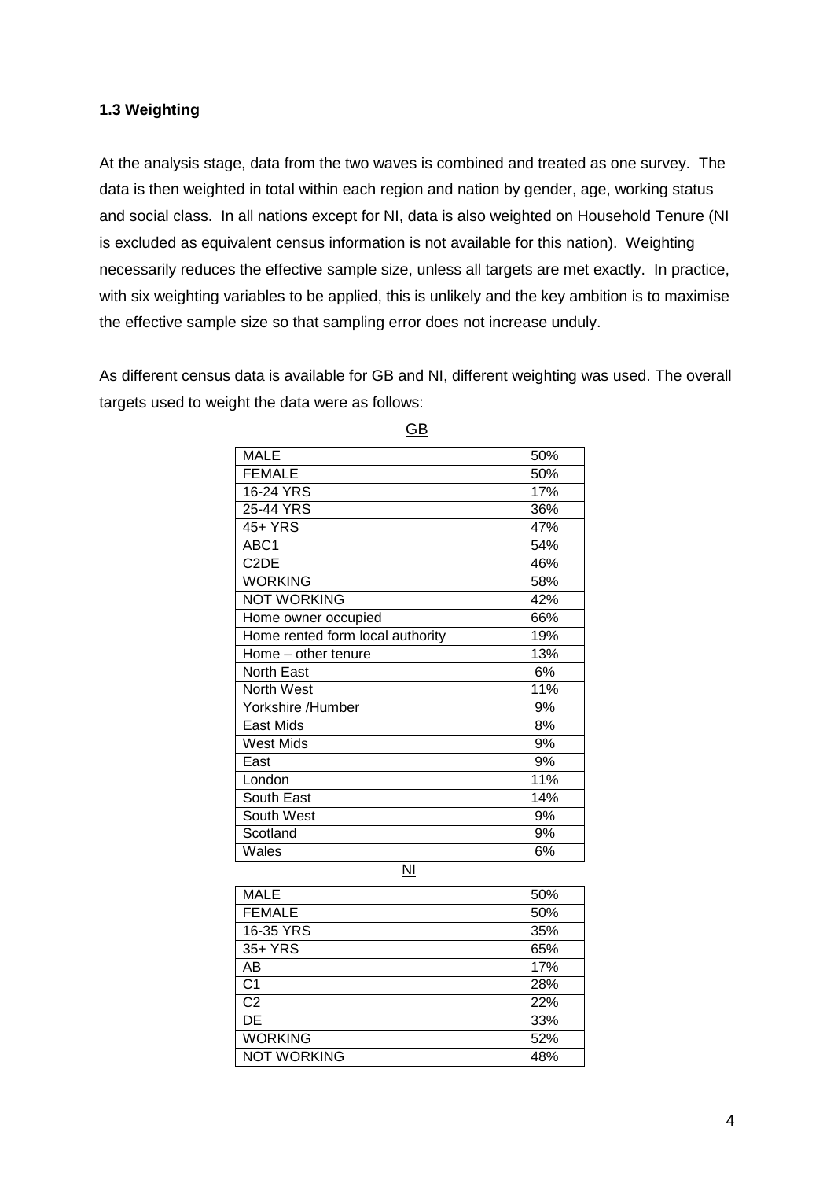### 1.3 Weighting

At the analysis stage, data from the two waves is combined and treated as one survey. The data is then weighted in total within each region and nation by gender, age, working status and social class. In all nations except for NI, data is also weighted on Household Tenure (NI is excluded as equivalent census information is not available for this nation). Weighting necessarily reduces the effective sample size, unless all targets are met exactly. In practice, with six weighting variables to be applied, this is unlikely and the key ambition is to maximise the effective sample size so that sampling error does not increase unduly.

As different census data is available for GB and NI, different weighting was used. The overall targets used to weight the data were as follows:

<u>GB</u>

| | |
|---|---|
| MALE | 50% |
| FEMALE | 50% |
| 16-24 YRS | 17% |
| 25-44 YRS | 36% |
| 45+ YRS | 47% |
| ABC1 | 54% |
| C2DE | 46% |
| WORKING | 58% |
| NOT WORKING | 42% |
| Home owner occupied | 66% |
| Home rented form local authority | 19% |
| Home – other tenure | 13% |
| North East | 6% |
| North West | 11% |
| Yorkshire /Humber | 9% |
| East Mids | 8% |
| West Mids | 9% |
| East | 9% |
| London | 11% |
| South East | 14% |
| South West | 9% |
| Scotland | 9% |
| Wales | 6% |

<u>NI</u>

| | |
|---|---|
| MALE | 50% |
| FEMALE | 50% |
| 16-35 YRS | 35% |
| 35+ YRS | 65% |
| AB | 17% |
| C1 | 28% |
| C2 | 22% |
| DE | 33% |
| WORKING | 52% |
| NOT WORKING | 48% |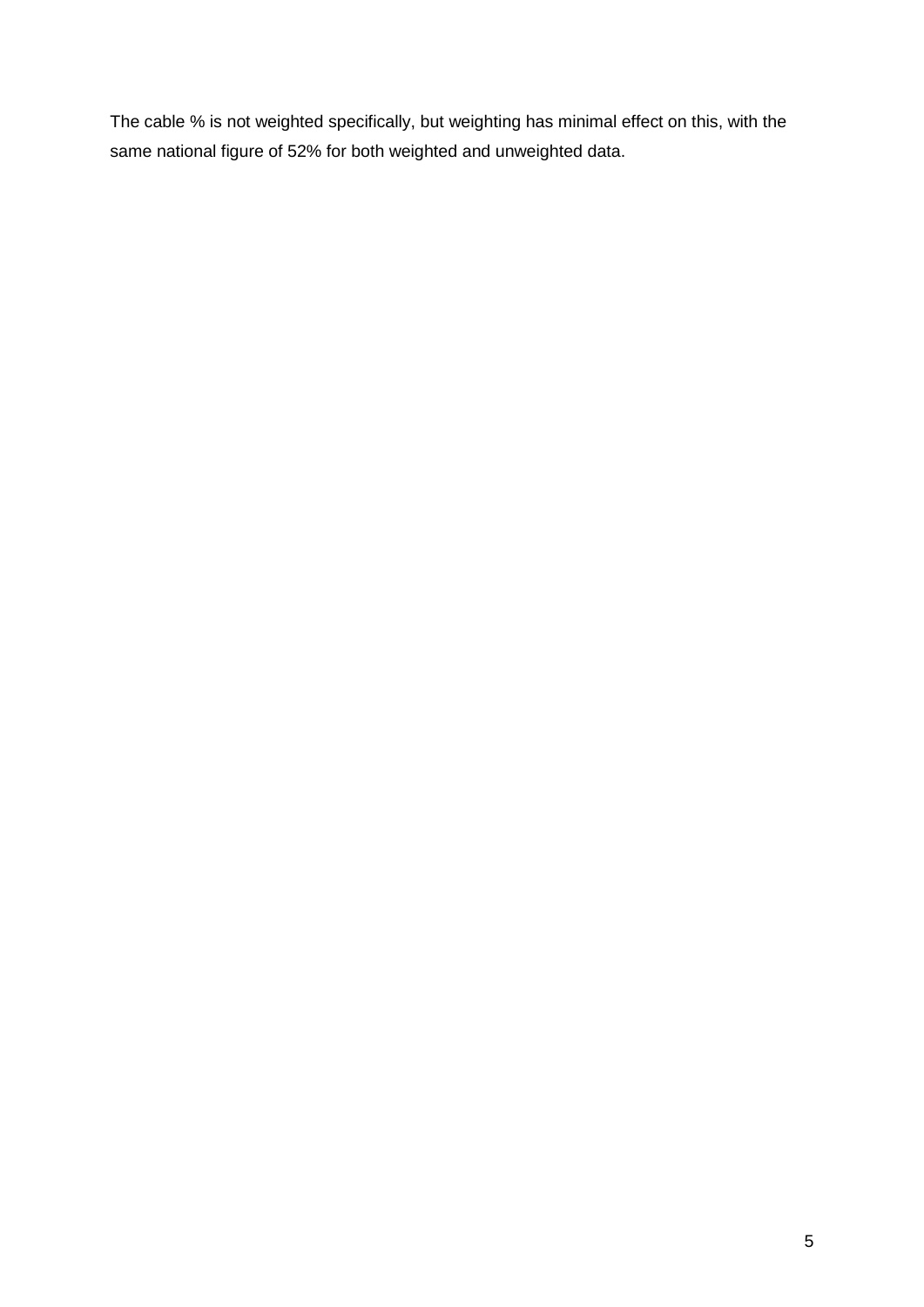The cable % is not weighted specifically, but weighting has minimal effect on this, with the same national figure of 52% for both weighted and unweighted data.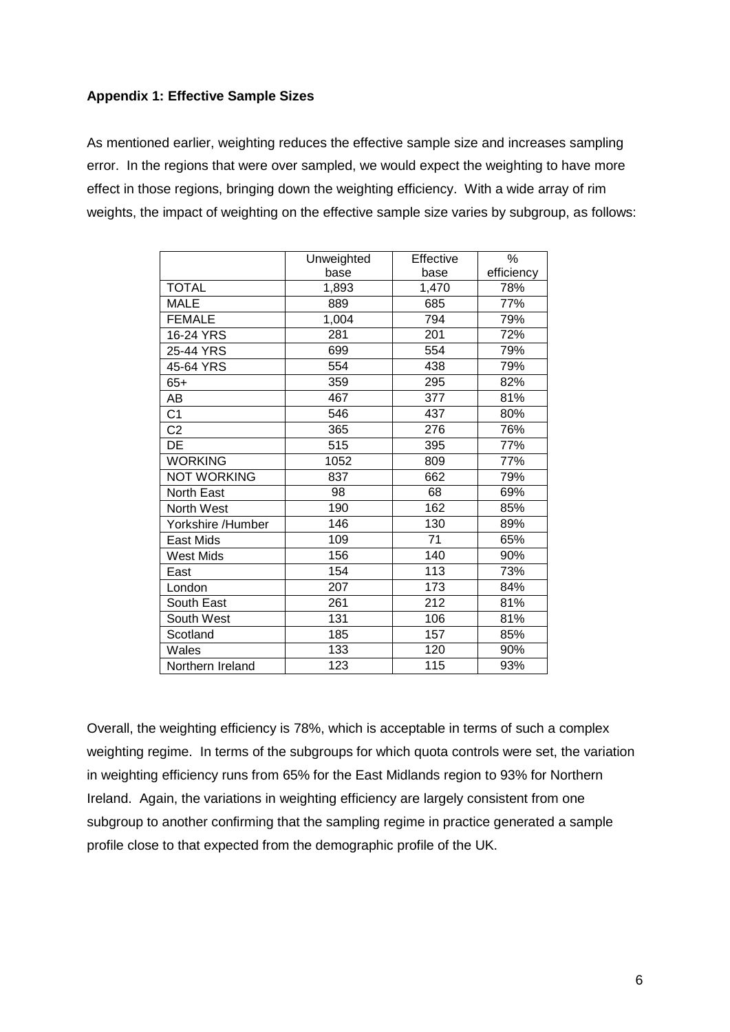**Appendix 1: Effective Sample Sizes**

As mentioned earlier, weighting reduces the effective sample size and increases sampling error. In the regions that were over sampled, we would expect the weighting to have more effect in those regions, bringing down the weighting efficiency. With a wide array of rim weights, the impact of weighting on the effective sample size varies by subgroup, as follows:

| | Unweighted base | Effective base | % efficiency |
|---|---|---|---|
| TOTAL | 1,893 | 1,470 | 78% |
| MALE | 889 | 685 | 77% |
| FEMALE | 1,004 | 794 | 79% |
| 16-24 YRS | 281 | 201 | 72% |
| 25-44 YRS | 699 | 554 | 79% |
| 45-64 YRS | 554 | 438 | 79% |
| 65+ | 359 | 295 | 82% |
| AB | 467 | 377 | 81% |
| C1 | 546 | 437 | 80% |
| C2 | 365 | 276 | 76% |
| DE | 515 | 395 | 77% |
| WORKING | 1052 | 809 | 77% |
| NOT WORKING | 837 | 662 | 79% |
| North East | 98 | 68 | 69% |
| North West | 190 | 162 | 85% |
| Yorkshire /Humber | 146 | 130 | 89% |
| East Mids | 109 | 71 | 65% |
| West Mids | 156 | 140 | 90% |
| East | 154 | 113 | 73% |
| London | 207 | 173 | 84% |
| South East | 261 | 212 | 81% |
| South West | 131 | 106 | 81% |
| Scotland | 185 | 157 | 85% |
| Wales | 133 | 120 | 90% |
| Northern Ireland | 123 | 115 | 93% |

Overall, the weighting efficiency is 78%, which is acceptable in terms of such a complex weighting regime. In terms of the subgroups for which quota controls were set, the variation in weighting efficiency runs from 65% for the East Midlands region to 93% for Northern Ireland. Again, the variations in weighting efficiency are largely consistent from one subgroup to another confirming that the sampling regime in practice generated a sample profile close to that expected from the demographic profile of the UK.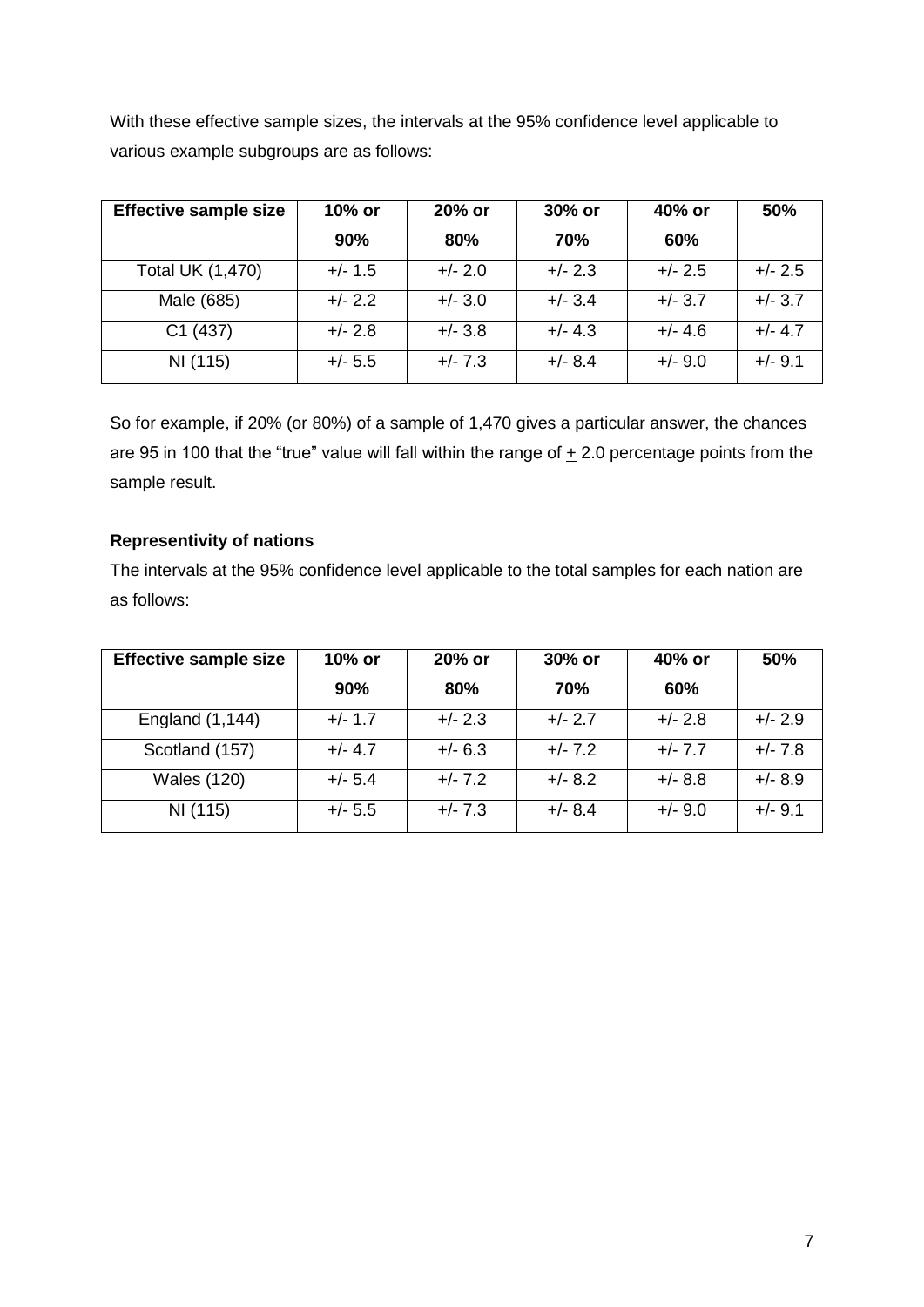With these effective sample sizes, the intervals at the 95% confidence level applicable to various example subgroups are as follows:

| Effective sample size | 10% or 90% | 20% or 80% | 30% or 70% | 40% or 60% | 50% |
|---|---|---|---|---|---|
| Total UK (1,470) | +/- 1.5 | +/- 2.0 | +/- 2.3 | +/- 2.5 | +/- 2.5 |
| Male (685) | +/- 2.2 | +/- 3.0 | +/- 3.4 | +/- 3.7 | +/- 3.7 |
| C1 (437) | +/- 2.8 | +/- 3.8 | +/- 4.3 | +/- 4.6 | +/- 4.7 |
| NI (115) | +/- 5.5 | +/- 7.3 | +/- 8.4 | +/- 9.0 | +/- 9.1 |

So for example, if 20% (or 80%) of a sample of 1,470 gives a particular answer, the chances are 95 in 100 that the "true" value will fall within the range of ± 2.0 percentage points from the sample result.

**Representivity of nations**

The intervals at the 95% confidence level applicable to the total samples for each nation are as follows:

| Effective sample size | 10% or 90% | 20% or 80% | 30% or 70% | 40% or 60% | 50% |
|---|---|---|---|---|---|
| England (1,144) | +/- 1.7 | +/- 2.3 | +/- 2.7 | +/- 2.8 | +/- 2.9 |
| Scotland (157) | +/- 4.7 | +/- 6.3 | +/- 7.2 | +/- 7.7 | +/- 7.8 |
| Wales (120) | +/- 5.4 | +/- 7.2 | +/- 8.2 | +/- 8.8 | +/- 8.9 |
| NI (115) | +/- 5.5 | +/- 7.3 | +/- 8.4 | +/- 9.0 | +/- 9.1 |